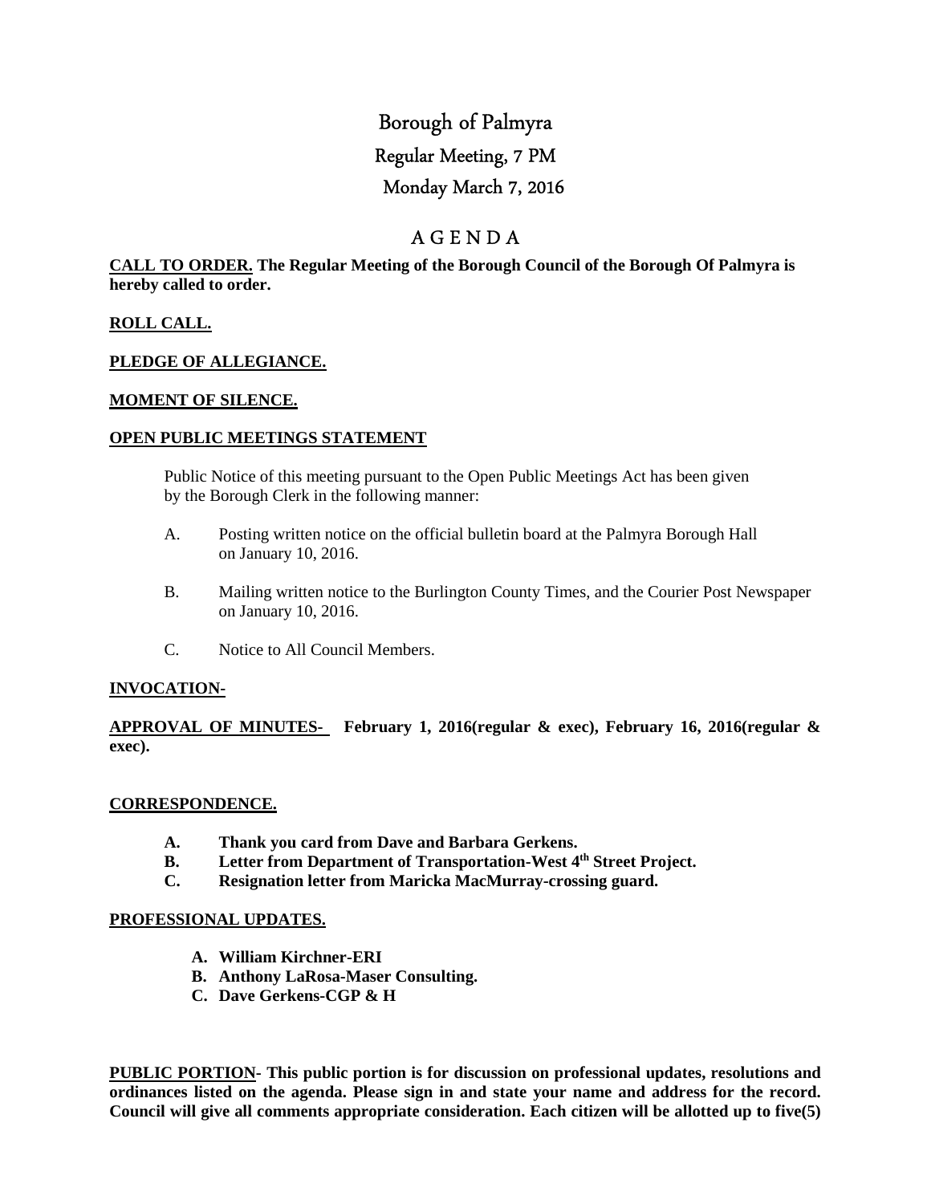# Borough of Palmyra

## Regular Meeting, 7 PM

## Monday March 7, 2016

## A G E N D A

**CALL TO ORDER. The Regular Meeting of the Borough Council of the Borough Of Palmyra is hereby called to order.**

**ROLL CALL.**

**PLEDGE OF ALLEGIANCE.**

**MOMENT OF SILENCE.**

**OPEN PUBLIC MEETINGS STATEMENT**

Public Notice of this meeting pursuant to the Open Public Meetings Act has been given by the Borough Clerk in the following manner:

A. Posting written notice on the official bulletin board at the Palmyra Borough Hall on January 10, 2016.

B. Mailing written notice to the Burlington County Times, and the Courier Post Newspaper on January 10, 2016.

C. Notice to All Council Members.

**INVOCATION-**

**APPROVAL OF MINUTES- February 1, 2016(regular & exec), February 16, 2016(regular & exec).**

**CORRESPONDENCE.**

**A. Thank you card from Dave and Barbara Gerkens.**
**B. Letter from Department of Transportation-West 4th Street Project.**
**C. Resignation letter from Maricka MacMurray-crossing guard.**

**PROFESSIONAL UPDATES.**

**A. William Kirchner-ERI**
**B. Anthony LaRosa-Maser Consulting.**
**C. Dave Gerkens-CGP & H**

**PUBLIC PORTION- This public portion is for discussion on professional updates, resolutions and ordinances listed on the agenda. Please sign in and state your name and address for the record. Council will give all comments appropriate consideration. Each citizen will be allotted up to five(5)**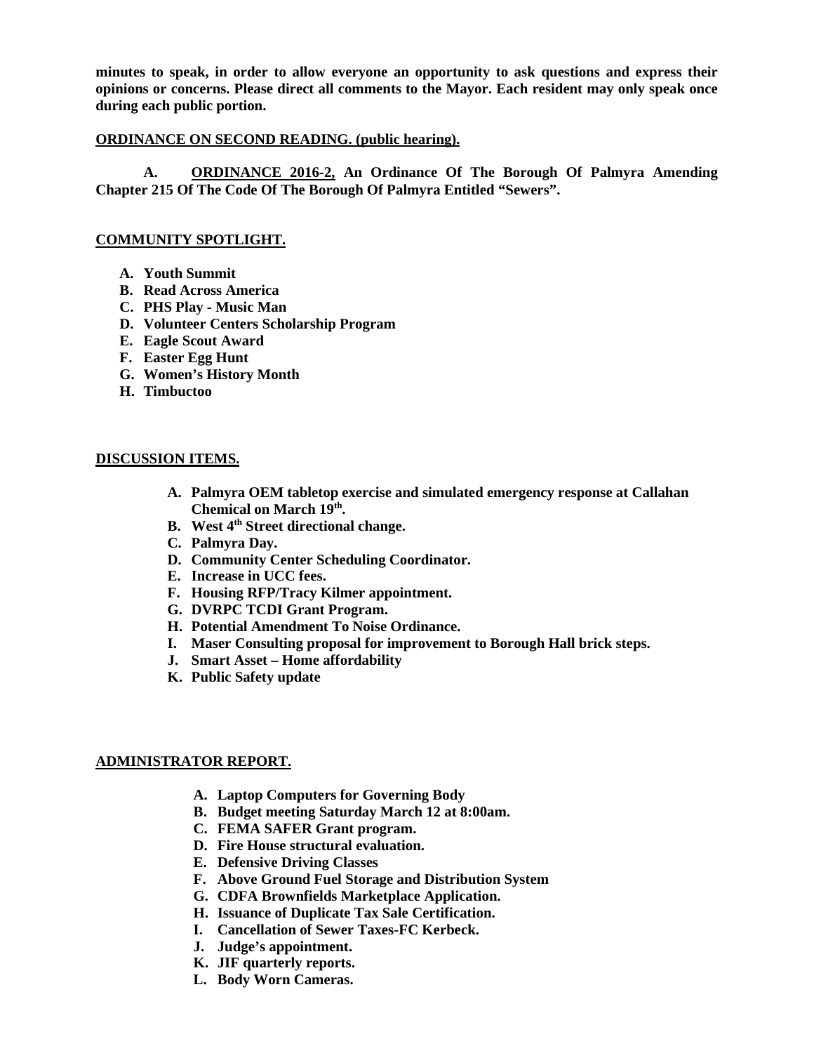**minutes to speak, in order to allow everyone an opportunity to ask questions and express their opinions or concerns. Please direct all comments to the Mayor. Each resident may only speak once during each public portion.**

**ORDINANCE ON SECOND READING. (public hearing).**

**A. ORDINANCE 2016-2, An Ordinance Of The Borough Of Palmyra Amending Chapter 215 Of The Code Of The Borough Of Palmyra Entitled "Sewers".**

**COMMUNITY SPOTLIGHT.**

- **A. Youth Summit**
- **B. Read Across America**
- **C. PHS Play - Music Man**
- **D. Volunteer Centers Scholarship Program**
- **E. Eagle Scout Award**
- **F. Easter Egg Hunt**
- **G. Women's History Month**
- **H. Timbuctoo**

**DISCUSSION ITEMS.**

- **A. Palmyra OEM tabletop exercise and simulated emergency response at Callahan Chemical on March 19th.**
- **B. West 4th Street directional change.**
- **C. Palmyra Day.**
- **D. Community Center Scheduling Coordinator.**
- **E. Increase in UCC fees.**
- **F. Housing RFP/Tracy Kilmer appointment.**
- **G. DVRPC TCDI Grant Program.**
- **H. Potential Amendment To Noise Ordinance.**
- **I. Maser Consulting proposal for improvement to Borough Hall brick steps.**
- **J. Smart Asset – Home affordability**
- **K. Public Safety update**

**ADMINISTRATOR REPORT.**

- **A. Laptop Computers for Governing Body**
- **B. Budget meeting Saturday March 12 at 8:00am.**
- **C. FEMA SAFER Grant program.**
- **D. Fire House structural evaluation.**
- **E. Defensive Driving Classes**
- **F. Above Ground Fuel Storage and Distribution System**
- **G. CDFA Brownfields Marketplace Application.**
- **H. Issuance of Duplicate Tax Sale Certification.**
- **I. Cancellation of Sewer Taxes-FC Kerbeck.**
- **J. Judge's appointment.**
- **K. JIF quarterly reports.**
- **L. Body Worn Cameras.**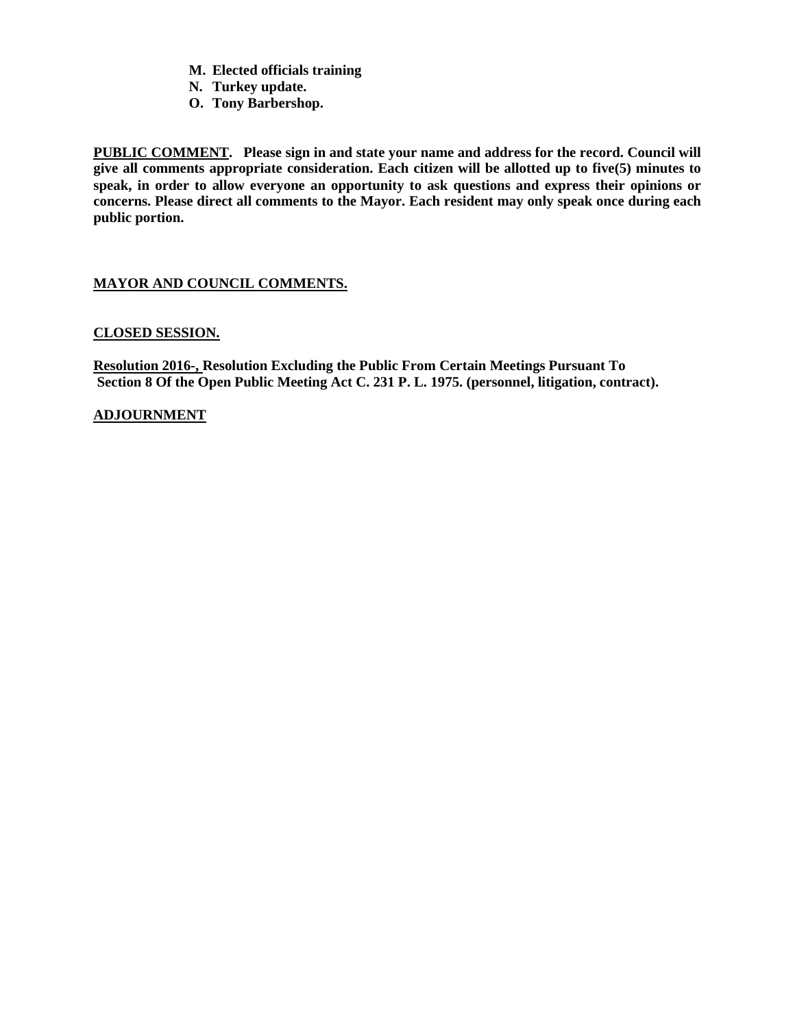M. **Elected officials training**
N. **Turkey update.**
O. **Tony Barbershop.**

**PUBLIC COMMENT. Please sign in and state your name and address for the record. Council will give all comments appropriate consideration. Each citizen will be allotted up to five(5) minutes to speak, in order to allow everyone an opportunity to ask questions and express their opinions or concerns. Please direct all comments to the Mayor. Each resident may only speak once during each public portion.**

**MAYOR AND COUNCIL COMMENTS.**

**CLOSED SESSION.**

**Resolution 2016-, Resolution Excluding the Public From Certain Meetings Pursuant To Section 8 Of the Open Public Meeting Act C. 231 P. L. 1975. (personnel, litigation, contract).**

**ADJOURNMENT**